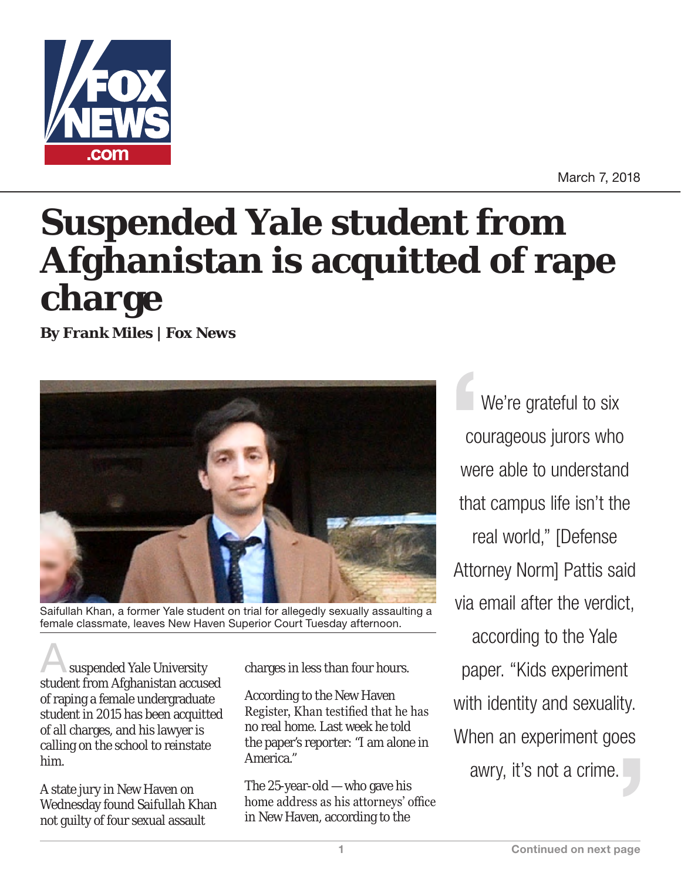March 7, 2018

# Suspended Yale student from Afghanistan is acquitted of rape charge

**By Frank Miles | Fox News**

Saifullah Khan, a former Yale student on trial for allegedly sexually assaulting a female classmate, leaves New Haven Superior Court Tuesday afternoon.

A suspended Yale University student from Afghanistan accused of raping a female undergraduate student in 2015 has been acquitted of all charges, and his lawyer is calling on the school to reinstate him.

A state jury in New Haven on Wednesday found Saifullah Khan not guilty of four sexual assault charges in less than four hours.

According to the New Haven Register, Khan testified that he has no real home. Last week he told the paper's reporter: "I am alone in America."

The 25-year-old — who gave his home address as his attorneys' office in New Haven, according to the

> We're grateful to six courageous jurors who were able to understand that campus life isn't the real world," [Defense Attorney Norm] Pattis said via email after the verdict, according to the Yale paper. "Kids experiment with identity and sexuality. When an experiment goes awry, it's not a crime.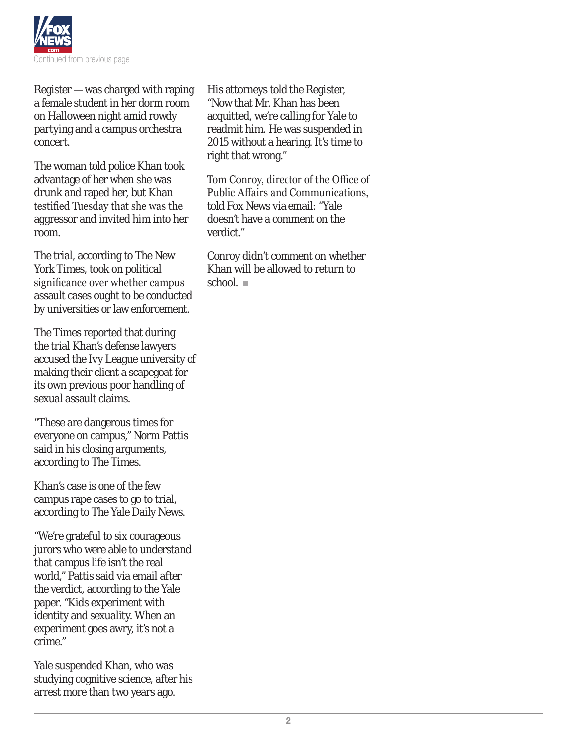Register — was charged with raping a female student in her dorm room on Halloween night amid rowdy partying and a campus orchestra concert.

The woman told police Khan took advantage of her when she was drunk and raped her, but Khan testified Tuesday that she was the aggressor and invited him into her room.

The trial, according to The New York Times, took on political significance over whether campus assault cases ought to be conducted by universities or law enforcement.

The Times reported that during the trial Khan's defense lawyers accused the Ivy League university of making their client a scapegoat for its own previous poor handling of sexual assault claims.

"These are dangerous times for everyone on campus," Norm Pattis said in his closing arguments, according to The Times.

Khan's case is one of the few campus rape cases to go to trial, according to The Yale Daily News.

"We're grateful to six courageous jurors who were able to understand that campus life isn't the real world," Pattis said via email after the verdict, according to the Yale paper. "Kids experiment with identity and sexuality. When an experiment goes awry, it's not a crime."

Yale suspended Khan, who was studying cognitive science, after his arrest more than two years ago.

His attorneys told the Register, "Now that Mr. Khan has been acquitted, we're calling for Yale to readmit him. He was suspended in 2015 without a hearing. It's time to right that wrong."

Tom Conroy, director of the Office of Public Affairs and Communications, told Fox News via email: "Yale doesn't have a comment on the verdict."

Conroy didn't comment on whether Khan will be allowed to return to school.